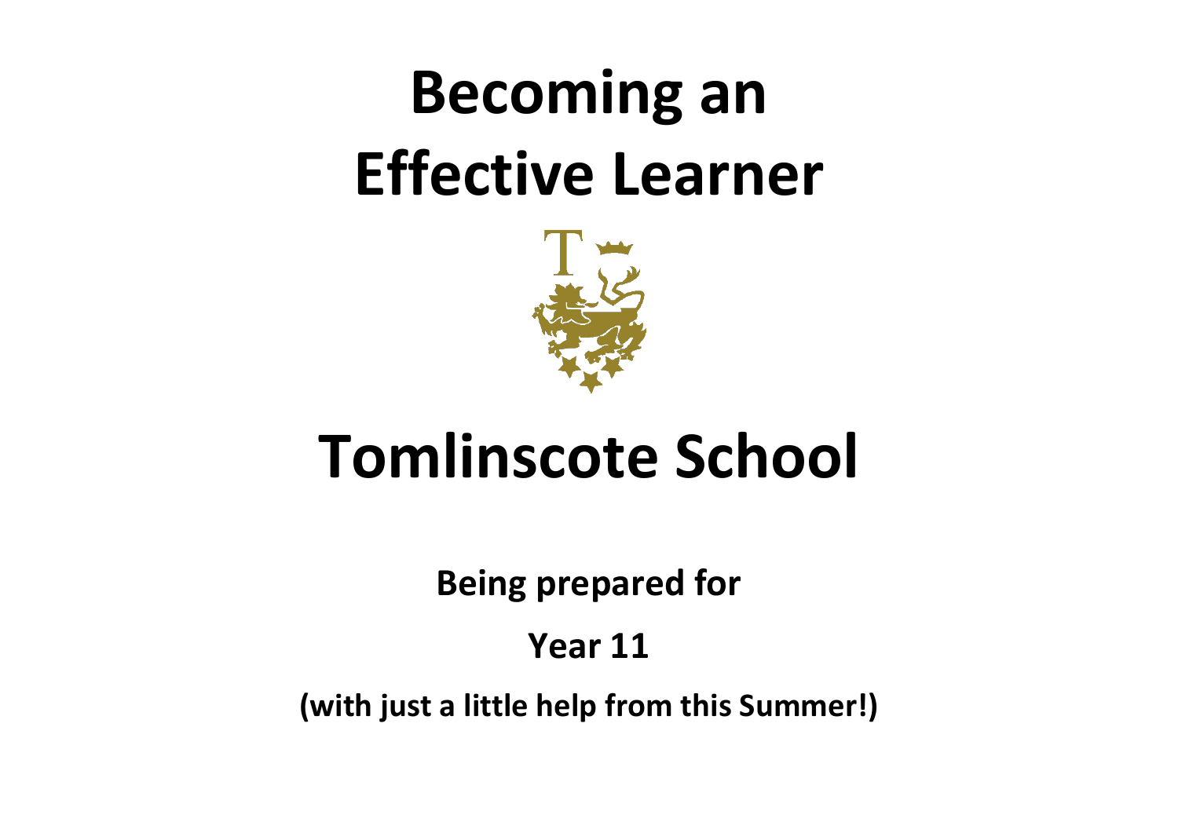# Becoming an Effective Learner

# Tomlinscote School

**Being prepared for**

**Year 11**

**(with just a little help from this Summer!)**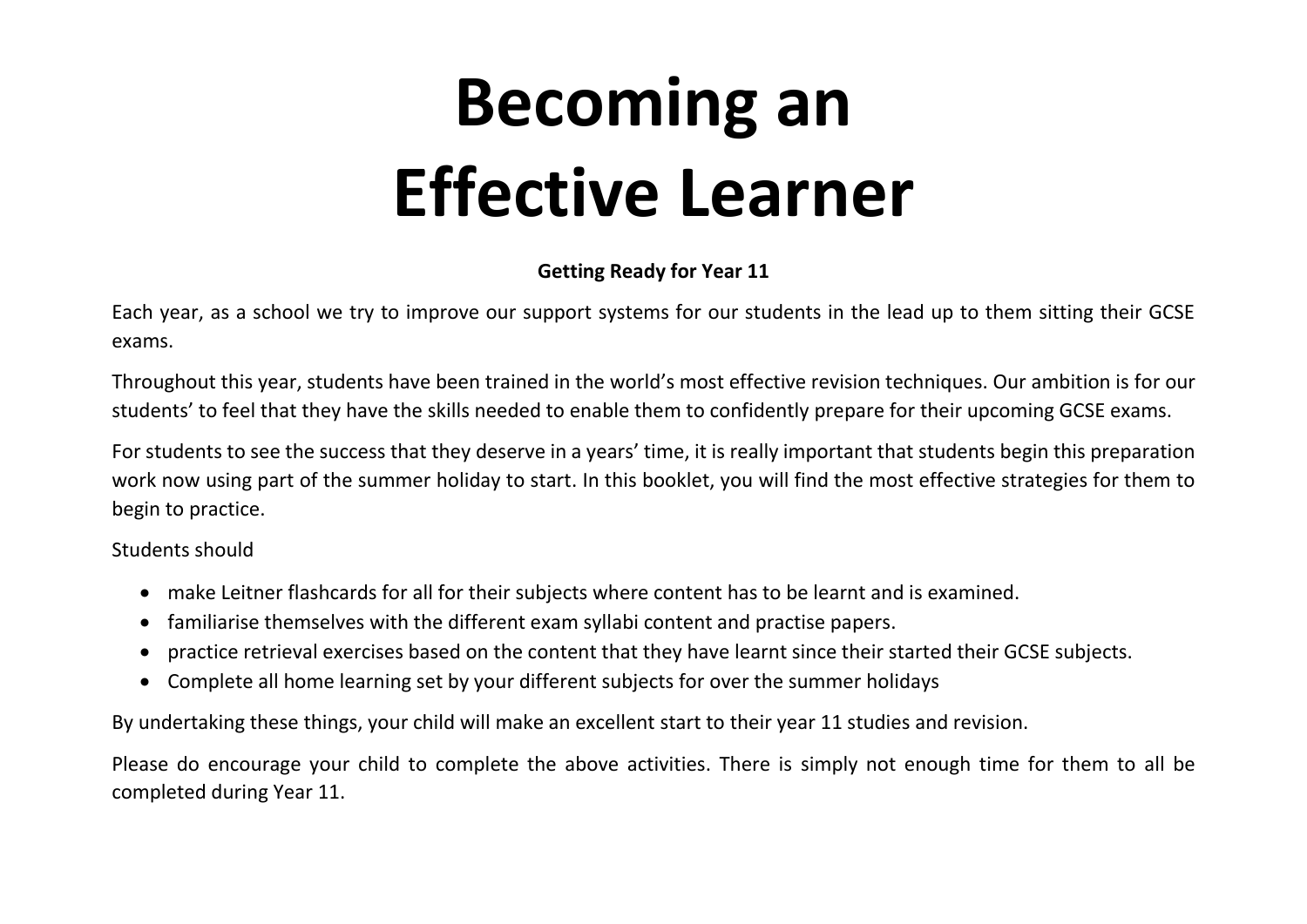# Becoming an Effective Learner

**Getting Ready for Year 11**

Each year, as a school we try to improve our support systems for our students in the lead up to them sitting their GCSE exams.

Throughout this year, students have been trained in the world's most effective revision techniques. Our ambition is for our students' to feel that they have the skills needed to enable them to confidently prepare for their upcoming GCSE exams.

For students to see the success that they deserve in a years' time, it is really important that students begin this preparation work now using part of the summer holiday to start. In this booklet, you will find the most effective strategies for them to begin to practice.

Students should

- make Leitner flashcards for all for their subjects where content has to be learnt and is examined.
- familiarise themselves with the different exam syllabi content and practise papers.
- practice retrieval exercises based on the content that they have learnt since their started their GCSE subjects.
- Complete all home learning set by your different subjects for over the summer holidays

By undertaking these things, your child will make an excellent start to their year 11 studies and revision.

Please do encourage your child to complete the above activities. There is simply not enough time for them to all be completed during Year 11.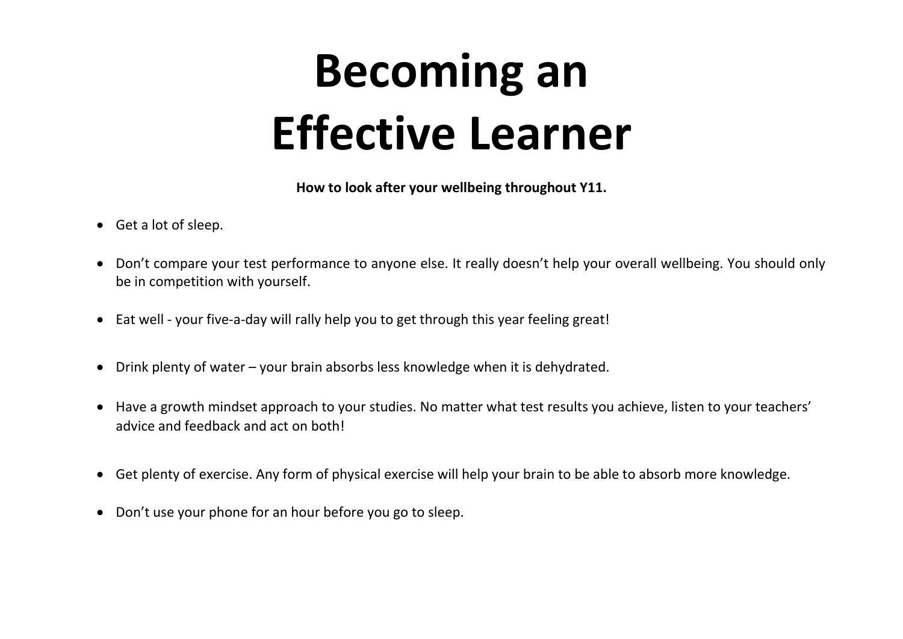# Becoming an Effective Learner

**How to look after your wellbeing throughout Y11.**

- Get a lot of sleep.
- Don't compare your test performance to anyone else. It really doesn't help your overall wellbeing. You should only be in competition with yourself.
- Eat well - your five-a-day will rally help you to get through this year feeling great!
- Drink plenty of water – your brain absorbs less knowledge when it is dehydrated.
- Have a growth mindset approach to your studies. No matter what test results you achieve, listen to your teachers' advice and feedback and act on both!
- Get plenty of exercise. Any form of physical exercise will help your brain to be able to absorb more knowledge.
- Don't use your phone for an hour before you go to sleep.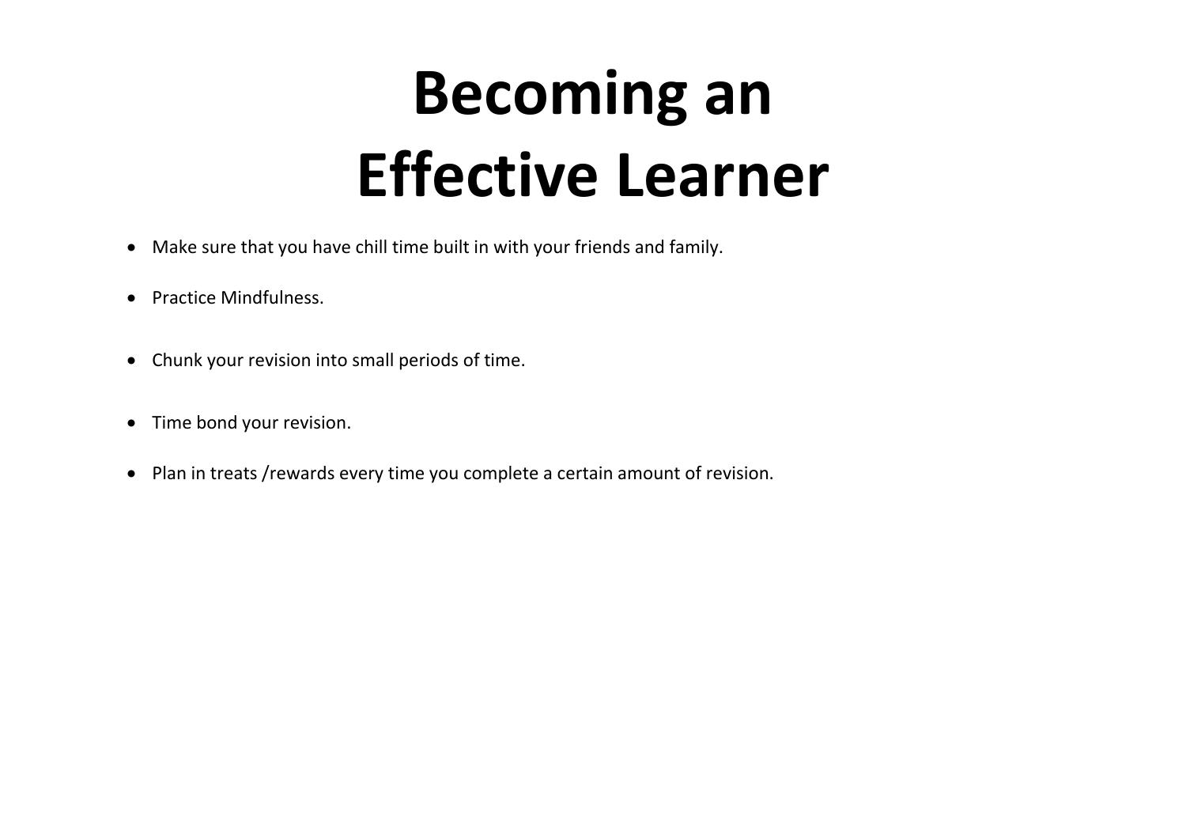# Becoming an Effective Learner

- Make sure that you have chill time built in with your friends and family.
- Practice Mindfulness.
- Chunk your revision into small periods of time.
- Time bond your revision.
- Plan in treats /rewards every time you complete a certain amount of revision.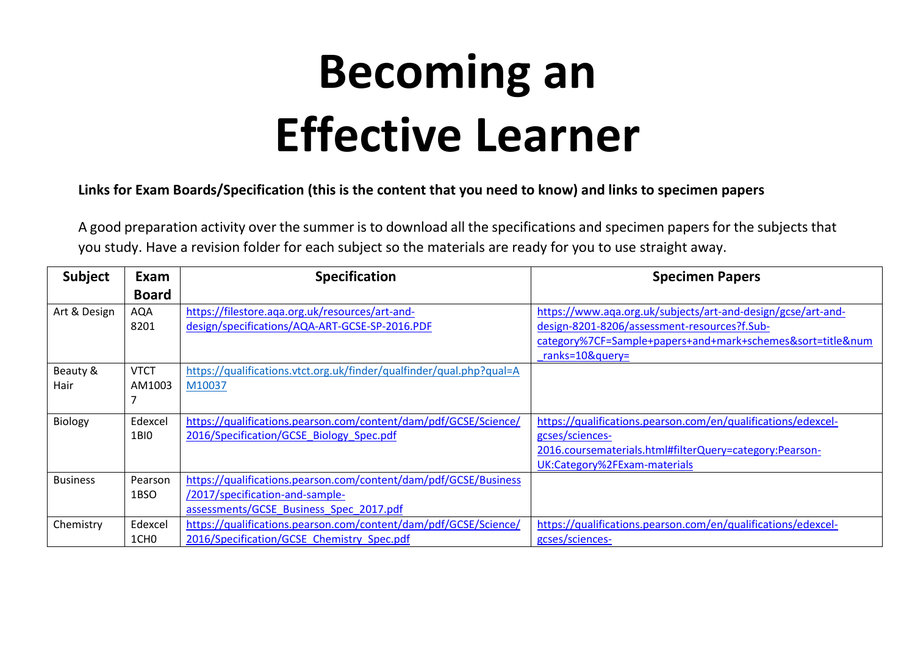# Becoming an Effective Learner

**Links for Exam Boards/Specification (this is the content that you need to know) and links to specimen papers**

A good preparation activity over the summer is to download all the specifications and specimen papers for the subjects that you study. Have a revision folder for each subject so the materials are ready for you to use straight away.

| Subject | Exam Board | Specification | Specimen Papers |
|---|---|---|---|
| Art & Design | AQA 8201 | https://filestore.aqa.org.uk/resources/art-and-design/specifications/AQA-ART-GCSE-SP-2016.PDF | https://www.aqa.org.uk/subjects/art-and-design/gcse/art-and-design-8201-8206/assessment-resources?f.Sub-category%7CF=Sample+papers+and+mark+schemes&sort=title&num_ranks=10&query= |
| Beauty & Hair | VTCT AM10037 | https://qualifications.vtct.org.uk/finder/qualfinder/qual.php?qual=AM10037 | |
| Biology | Edexcel 1BI0 | https://qualifications.pearson.com/content/dam/pdf/GCSE/Science/2016/Specification/GCSE_Biology_Spec.pdf | https://qualifications.pearson.com/en/qualifications/edexcel-gcses/sciences-2016.coursematerials.html#filterQuery=category:Pearson-UK:Category%2FExam-materials |
| Business | Pearson 1BSO | https://qualifications.pearson.com/content/dam/pdf/GCSE/Business/2017/specification-and-sample-assessments/GCSE_Business_Spec_2017.pdf | |
| Chemistry | Edexcel 1CH0 | https://qualifications.pearson.com/content/dam/pdf/GCSE/Science/2016/Specification/GCSE_Chemistry_Spec.pdf | https://qualifications.pearson.com/en/qualifications/edexcel-gcses/sciences- |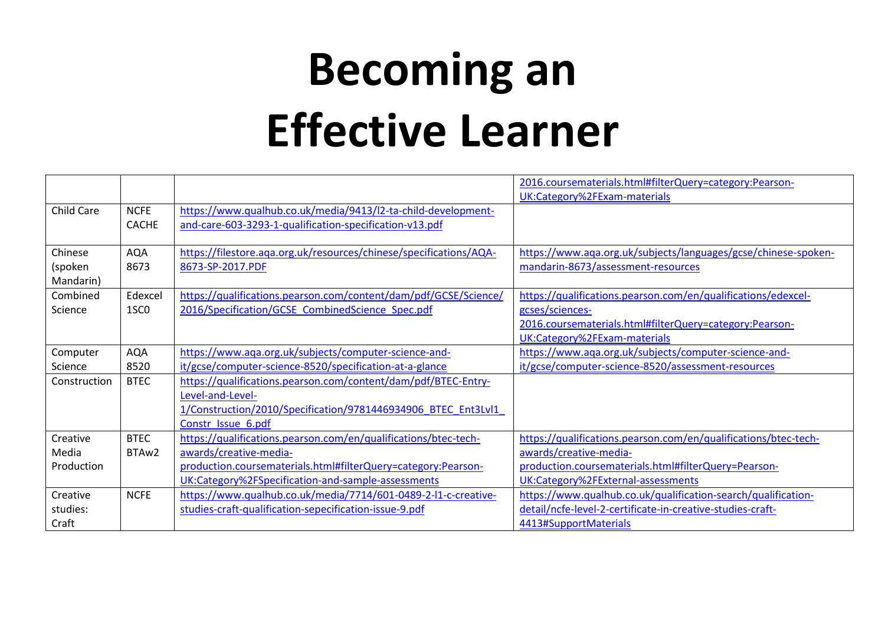# Becoming an Effective Learner

| | | | |
|---|---|---|---|
| | | | 2016.coursematerials.html#filterQuery=category:Pearson-UK:Category%2FExam-materials |
| Child Care | NCFE CACHE | https://www.qualhub.co.uk/media/9413/l2-ta-child-development-and-care-603-3293-1-qualification-specification-v13.pdf | |
| Chinese (spoken Mandarin) | AQA 8673 | https://filestore.aqa.org.uk/resources/chinese/specifications/AQA-8673-SP-2017.PDF | https://www.aqa.org.uk/subjects/languages/gcse/chinese-spoken-mandarin-8673/assessment-resources |
| Combined Science | Edexcel 1SC0 | https://qualifications.pearson.com/content/dam/pdf/GCSE/Science/2016/Specification/GCSE_CombinedScience_Spec.pdf | https://qualifications.pearson.com/en/qualifications/edexcel-gcses/sciences-2016.coursematerials.html#filterQuery=category:Pearson-UK:Category%2FExam-materials |
| Computer Science | AQA 8520 | https://www.aqa.org.uk/subjects/computer-science-and-it/gcse/computer-science-8520/specification-at-a-glance | https://www.aqa.org.uk/subjects/computer-science-and-it/gcse/computer-science-8520/assessment-resources |
| Construction | BTEC | https://qualifications.pearson.com/content/dam/pdf/BTEC-Entry-Level-and-Level-1/Construction/2010/Specification/9781446934906_BTEC_Ent3Lvl1_Constr_Issue_6.pdf | |
| Creative Media Production | BTEC BTAw2 | https://qualifications.pearson.com/en/qualifications/btec-tech-awards/creative-media-production.coursematerials.html#filterQuery=category:Pearson-UK:Category%2FSpecification-and-sample-assessments | https://qualifications.pearson.com/en/qualifications/btec-tech-awards/creative-media-production.coursematerials.html#filterQuery=Pearson-UK:Category%2FExternal-assessments |
| Creative studies: Craft | NCFE | https://www.qualhub.co.uk/media/7714/601-0489-2-l1-c-creative-studies-craft-qualification-sepecification-issue-9.pdf | https://www.qualhub.co.uk/qualification-search/qualification-detail/ncfe-level-2-certificate-in-creative-studies-craft-4413#SupportMaterials |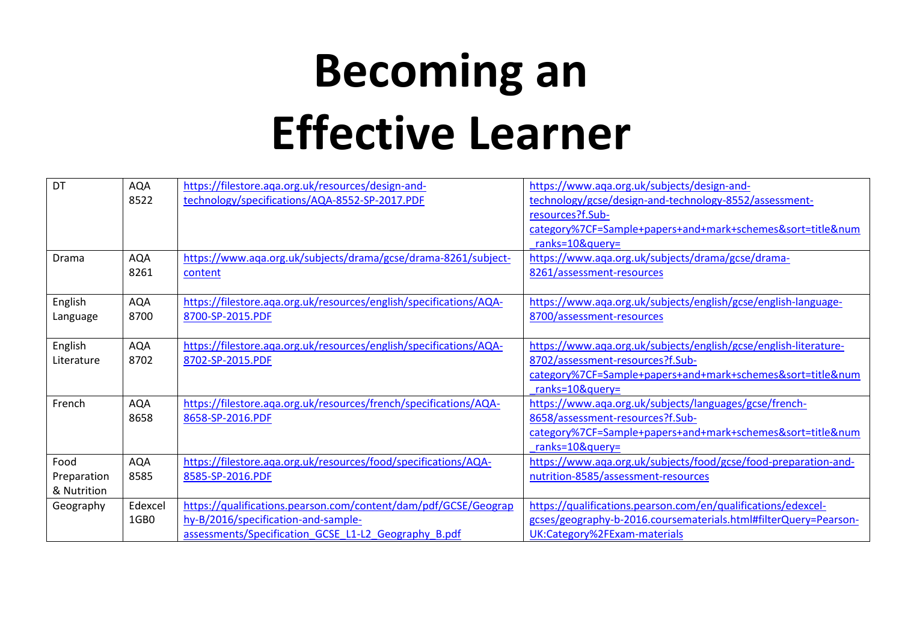# Becoming an Effective Learner

| | | | |
|---|---|---|---|
| DT | AQA 8522 | https://filestore.aqa.org.uk/resources/design-and-technology/specifications/AQA-8552-SP-2017.PDF | https://www.aqa.org.uk/subjects/design-and-technology/gcse/design-and-technology-8552/assessment-resources?f.Sub-category%7CF=Sample+papers+and+mark+schemes&sort=title&num_ranks=10&query= |
| Drama | AQA 8261 | https://www.aqa.org.uk/subjects/drama/gcse/drama-8261/subject-content | https://www.aqa.org.uk/subjects/drama/gcse/drama-8261/assessment-resources |
| English Language | AQA 8700 | https://filestore.aqa.org.uk/resources/english/specifications/AQA-8700-SP-2015.PDF | https://www.aqa.org.uk/subjects/english/gcse/english-language-8700/assessment-resources |
| English Literature | AQA 8702 | https://filestore.aqa.org.uk/resources/english/specifications/AQA-8702-SP-2015.PDF | https://www.aqa.org.uk/subjects/english/gcse/english-literature-8702/assessment-resources?f.Sub-category%7CF=Sample+papers+and+mark+schemes&sort=title&num_ranks=10&query= |
| French | AQA 8658 | https://filestore.aqa.org.uk/resources/french/specifications/AQA-8658-SP-2016.PDF | https://www.aqa.org.uk/subjects/languages/gcse/french-8658/assessment-resources?f.Sub-category%7CF=Sample+papers+and+mark+schemes&sort=title&num_ranks=10&query= |
| Food Preparation & Nutrition | AQA 8585 | https://filestore.aqa.org.uk/resources/food/specifications/AQA-8585-SP-2016.PDF | https://www.aqa.org.uk/subjects/food/gcse/food-preparation-and-nutrition-8585/assessment-resources |
| Geography | Edexcel 1GB0 | https://qualifications.pearson.com/content/dam/pdf/GCSE/Geography-B/2016/specification-and-sample-assessments/Specification_GCSE_L1-L2_Geography_B.pdf | https://qualifications.pearson.com/en/qualifications/edexcel-gcses/geography-b-2016.coursematerials.html#filterQuery=Pearson-UK:Category%2FExam-materials |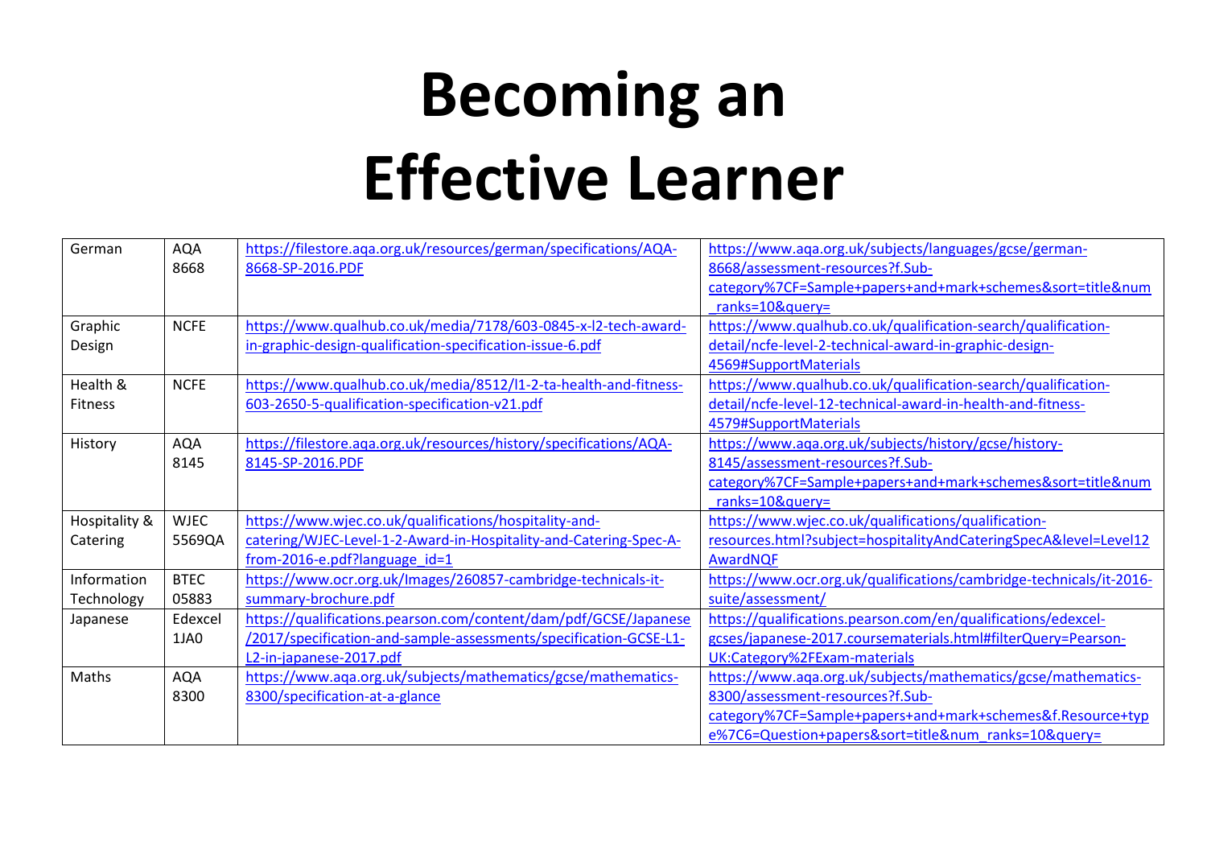# Becoming an Effective Learner

| German | AQA 8668 | https://filestore.aqa.org.uk/resources/german/specifications/AQA-8668-SP-2016.PDF | https://www.aqa.org.uk/subjects/languages/gcse/german-8668/assessment-resources?f.Sub-category%7CF=Sample+papers+and+mark+schemes&sort=title&num_ranks=10&query= |
|---|---|---|---|
| Graphic Design | NCFE | https://www.qualhub.co.uk/media/7178/603-0845-x-l2-tech-award-in-graphic-design-qualification-specification-issue-6.pdf | https://www.qualhub.co.uk/qualification-search/qualification-detail/ncfe-level-2-technical-award-in-graphic-design-4569#SupportMaterials |
| Health & Fitness | NCFE | https://www.qualhub.co.uk/media/8512/l1-2-ta-health-and-fitness-603-2650-5-qualification-specification-v21.pdf | https://www.qualhub.co.uk/qualification-search/qualification-detail/ncfe-level-12-technical-award-in-health-and-fitness-4579#SupportMaterials |
| History | AQA 8145 | https://filestore.aqa.org.uk/resources/history/specifications/AQA-8145-SP-2016.PDF | https://www.aqa.org.uk/subjects/history/gcse/history-8145/assessment-resources?f.Sub-category%7CF=Sample+papers+and+mark+schemes&sort=title&num_ranks=10&query= |
| Hospitality & Catering | WJEC 5569QA | https://www.wjec.co.uk/qualifications/hospitality-and-catering/WJEC-Level-1-2-Award-in-Hospitality-and-Catering-Spec-A-from-2016-e.pdf?language_id=1 | https://www.wjec.co.uk/qualifications/qualification-resources.html?subject=hospitalityAndCateringSpecA&level=Level12AwardNQF |
| Information Technology | BTEC 05883 | https://www.ocr.org.uk/Images/260857-cambridge-technicals-it-summary-brochure.pdf | https://www.ocr.org.uk/qualifications/cambridge-technicals/it-2016-suite/assessment/ |
| Japanese | Edexcel 1JA0 | https://qualifications.pearson.com/content/dam/pdf/GCSE/Japanese/2017/specification-and-sample-assessments/specification-GCSE-L1-L2-in-japanese-2017.pdf | https://qualifications.pearson.com/en/qualifications/edexcel-gcses/japanese-2017.coursematerials.html#filterQuery=Pearson-UK:Category%2FExam-materials |
| Maths | AQA 8300 | https://www.aqa.org.uk/subjects/mathematics/gcse/mathematics-8300/specification-at-a-glance | https://www.aqa.org.uk/subjects/mathematics/gcse/mathematics-8300/assessment-resources?f.Sub-category%7CF=Sample+papers+and+mark+schemes&f.Resource+type%7C6=Question+papers&sort=title&num_ranks=10&query= |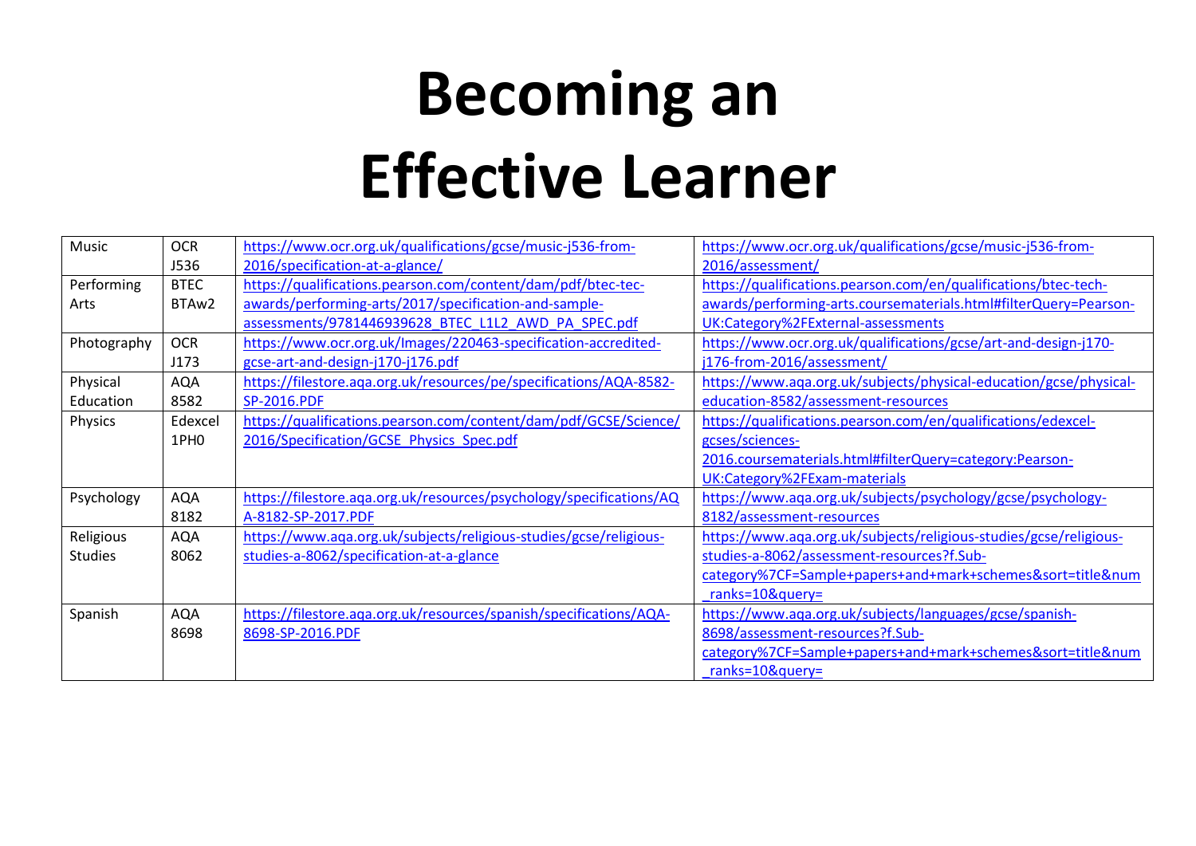# Becoming an Effective Learner

| Music | OCR J536 | https://www.ocr.org.uk/qualifications/gcse/music-j536-from-2016/specification-at-a-glance/ | https://www.ocr.org.uk/qualifications/gcse/music-j536-from-2016/assessment/ |
|---|---|---|---|
| Performing Arts | BTEC BTAw2 | https://qualifications.pearson.com/content/dam/pdf/btec-tec-awards/performing-arts/2017/specification-and-sample-assessments/9781446939628_BTEC_L1L2_AWD_PA_SPEC.pdf | https://qualifications.pearson.com/en/qualifications/btec-tech-awards/performing-arts.coursematerials.html#filterQuery=Pearson-UK:Category%2FExternal-assessments |
| Photography | OCR J173 | https://www.ocr.org.uk/Images/220463-specification-accredited-gcse-art-and-design-j170-j176.pdf | https://www.ocr.org.uk/qualifications/gcse/art-and-design-j170-j176-from-2016/assessment/ |
| Physical Education | AQA 8582 | https://filestore.aqa.org.uk/resources/pe/specifications/AQA-8582-SP-2016.PDF | https://www.aqa.org.uk/subjects/physical-education/gcse/physical-education-8582/assessment-resources |
| Physics | Edexcel 1PH0 | https://qualifications.pearson.com/content/dam/pdf/GCSE/Science/2016/Specification/GCSE_Physics_Spec.pdf | https://qualifications.pearson.com/en/qualifications/edexcel-gcses/sciences-2016.coursematerials.html#filterQuery=category:Pearson-UK:Category%2FExam-materials |
| Psychology | AQA 8182 | https://filestore.aqa.org.uk/resources/psychology/specifications/AQA-8182-SP-2017.PDF | https://www.aqa.org.uk/subjects/psychology/gcse/psychology-8182/assessment-resources |
| Religious Studies | AQA 8062 | https://www.aqa.org.uk/subjects/religious-studies/gcse/religious-studies-a-8062/specification-at-a-glance | https://www.aqa.org.uk/subjects/religious-studies/gcse/religious-studies-a-8062/assessment-resources?f.Sub-category%7CF=Sample+papers+and+mark+schemes&sort=title&num_ranks=10&query= |
| Spanish | AQA 8698 | https://filestore.aqa.org.uk/resources/spanish/specifications/AQA-8698-SP-2016.PDF | https://www.aqa.org.uk/subjects/languages/gcse/spanish-8698/assessment-resources?f.Sub-category%7CF=Sample+papers+and+mark+schemes&sort=title&num_ranks=10&query= |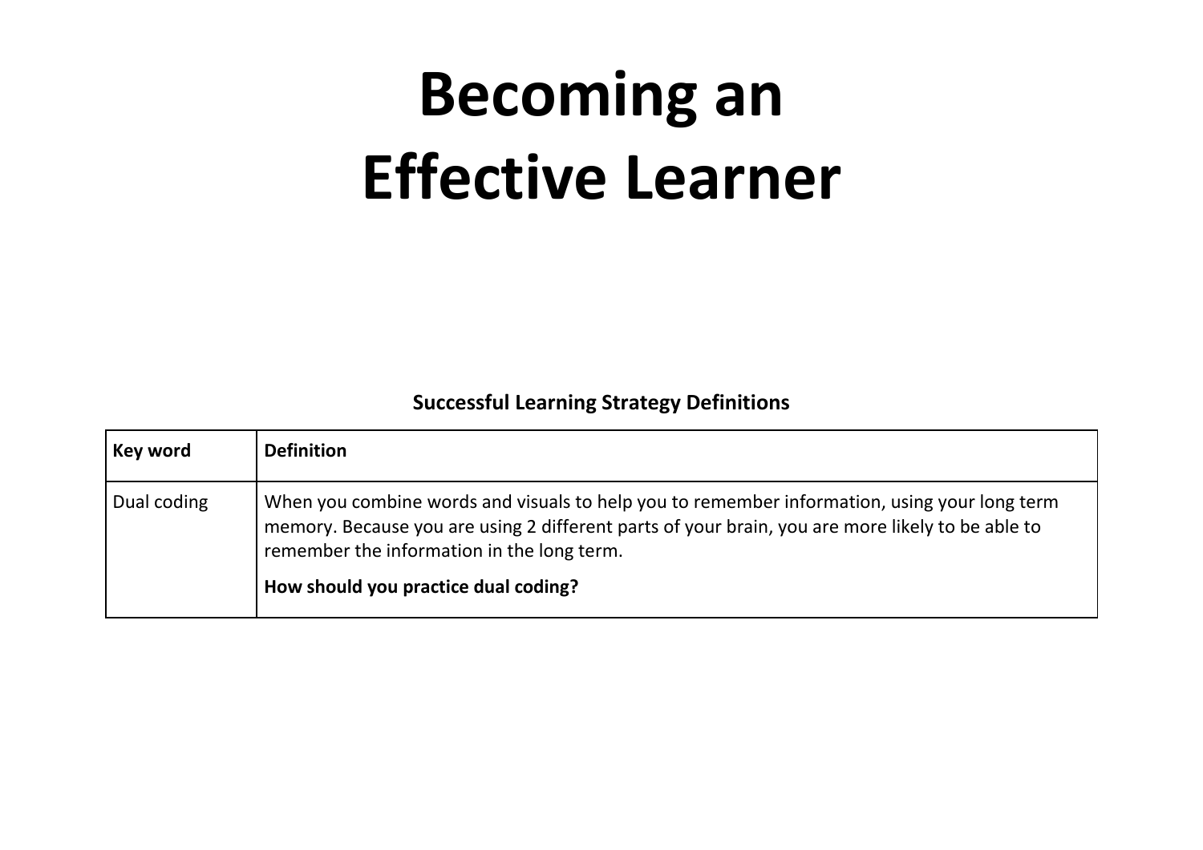# Becoming an Effective Learner

**Successful Learning Strategy Definitions**

| **Key word** | **Definition** |
| --- | --- |
| Dual coding | When you combine words and visuals to help you to remember information, using your long term memory. Because you are using 2 different parts of your brain, you are more likely to be able to remember the information in the long term.<br><br>**How should you practice dual coding?** |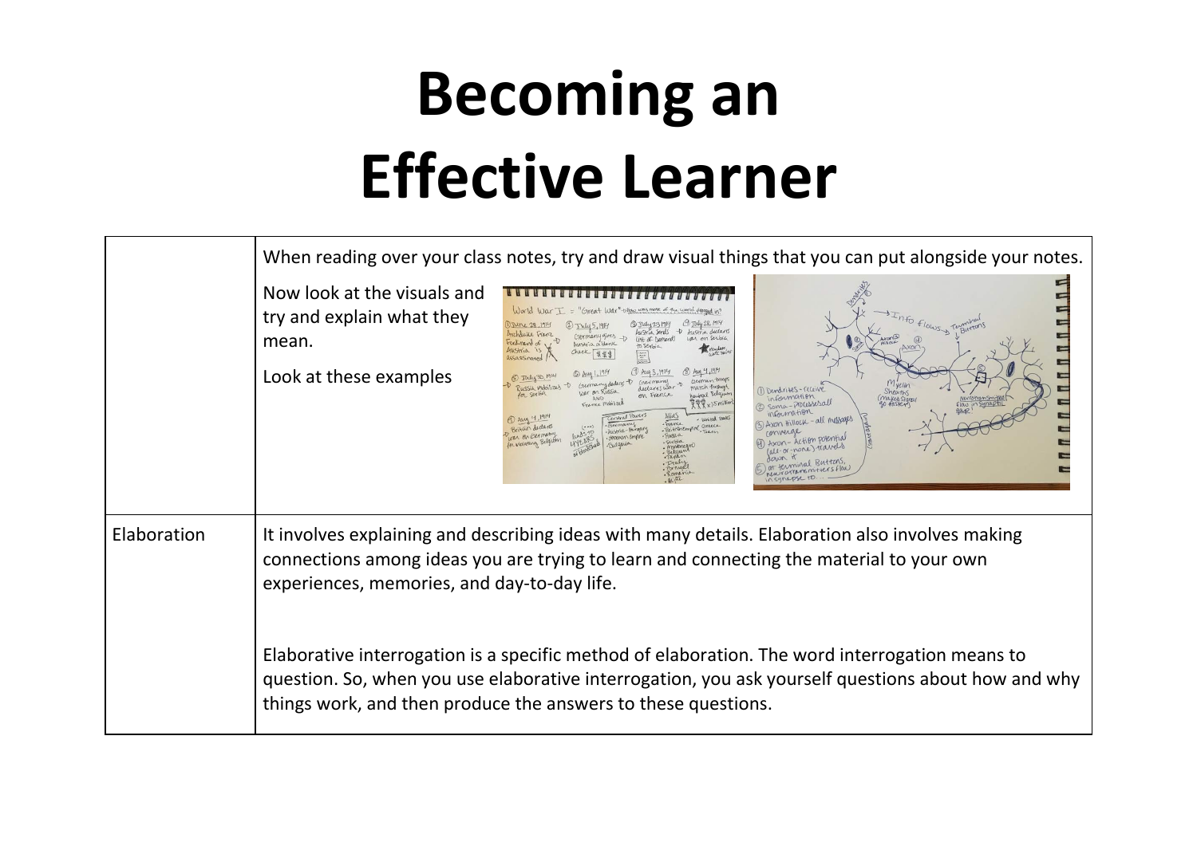# Becoming an Effective Learner

| | |
|---|---|
| | When reading over your class notes, try and draw visual things that you can put alongside your notes.<br><br>Now look at the visuals and try and explain what they mean.<br><br>Look at these examples |
| Elaboration | It involves explaining and describing ideas with many details. Elaboration also involves making connections among ideas you are trying to learn and connecting the material to your own experiences, memories, and day-to-day life.<br><br>Elaborative interrogation is a specific method of elaboration. The word interrogation means to question. So, when you use elaborative interrogation, you ask yourself questions about how and why things work, and then produce the answers to these questions. |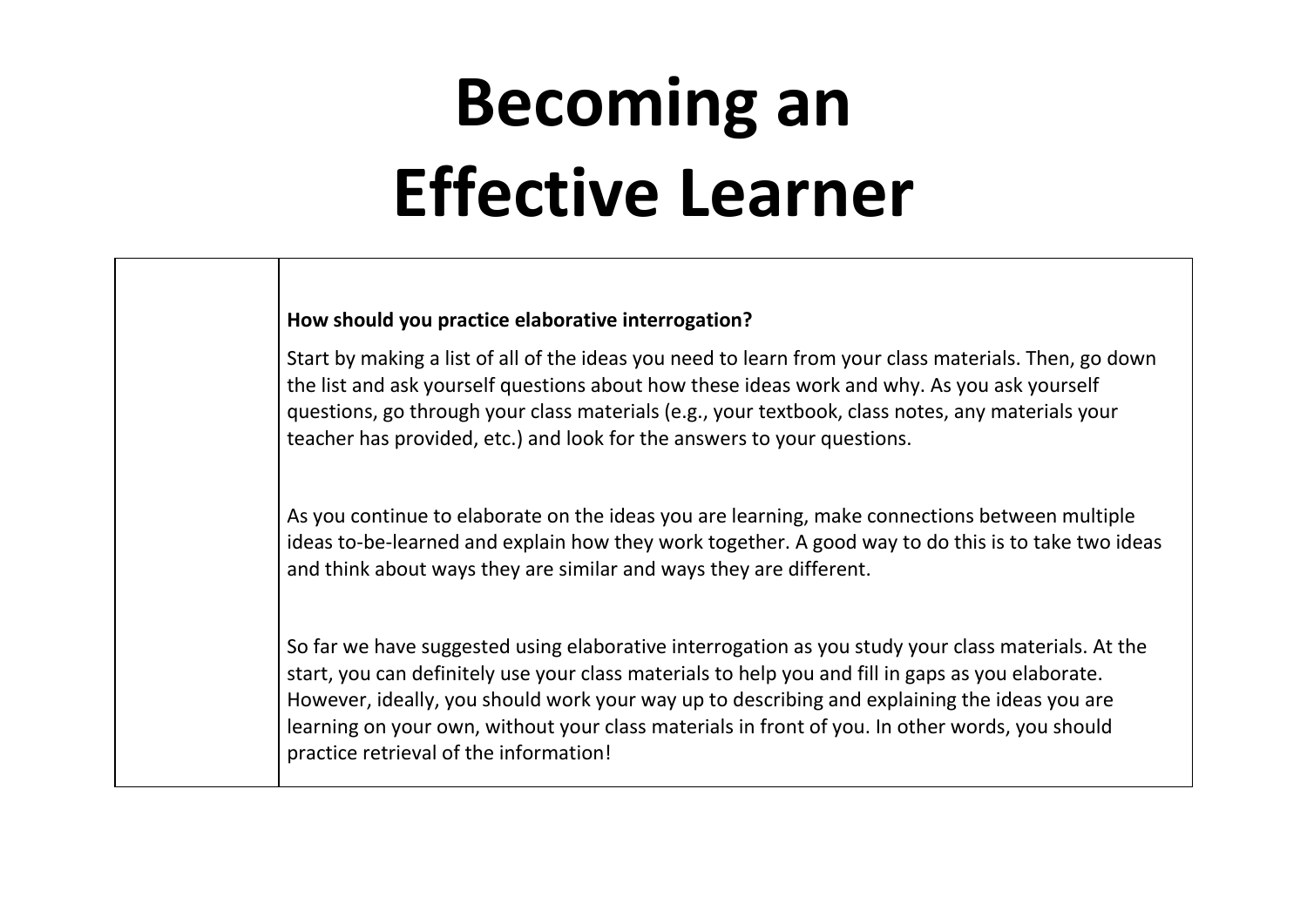# Becoming an Effective Learner

**How should you practice elaborative interrogation?**

Start by making a list of all of the ideas you need to learn from your class materials. Then, go down the list and ask yourself questions about how these ideas work and why. As you ask yourself questions, go through your class materials (e.g., your textbook, class notes, any materials your teacher has provided, etc.) and look for the answers to your questions.

As you continue to elaborate on the ideas you are learning, make connections between multiple ideas to-be-learned and explain how they work together. A good way to do this is to take two ideas and think about ways they are similar and ways they are different.

So far we have suggested using elaborative interrogation as you study your class materials. At the start, you can definitely use your class materials to help you and fill in gaps as you elaborate. However, ideally, you should work your way up to describing and explaining the ideas you are learning on your own, without your class materials in front of you. In other words, you should practice retrieval of the information!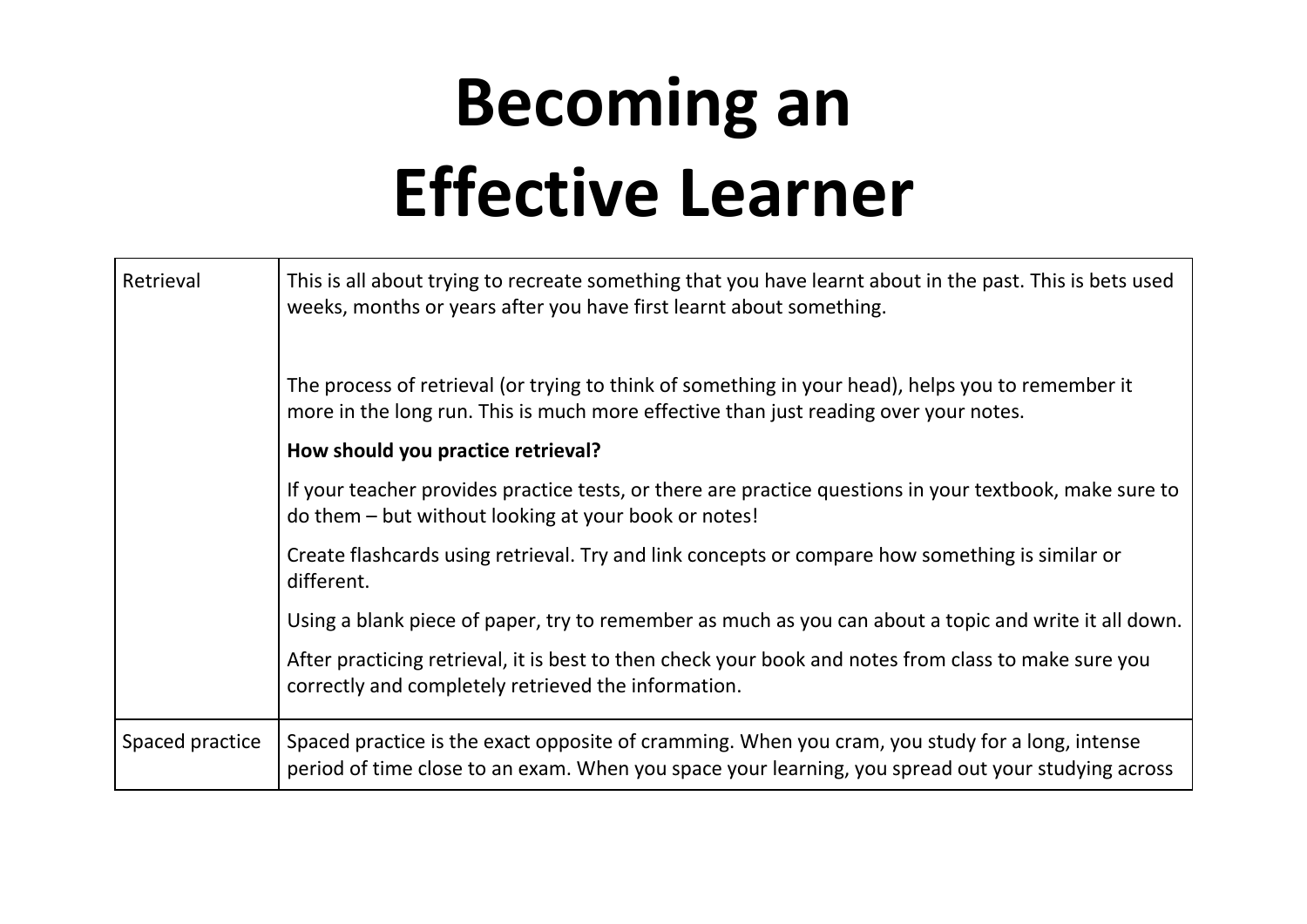# Becoming an Effective Learner

| | |
|---|---|
| Retrieval | This is all about trying to recreate something that you have learnt about in the past. This is bets used weeks, months or years after you have first learnt about something.<br><br>The process of retrieval (or trying to think of something in your head), helps you to remember it more in the long run. This is much more effective than just reading over your notes.<br><br>**How should you practice retrieval?**<br><br>If your teacher provides practice tests, or there are practice questions in your textbook, make sure to do them – but without looking at your book or notes!<br><br>Create flashcards using retrieval. Try and link concepts or compare how something is similar or different.<br><br>Using a blank piece of paper, try to remember as much as you can about a topic and write it all down.<br><br>After practicing retrieval, it is best to then check your book and notes from class to make sure you correctly and completely retrieved the information. |
| Spaced practice | Spaced practice is the exact opposite of cramming. When you cram, you study for a long, intense period of time close to an exam. When you space your learning, you spread out your studying across |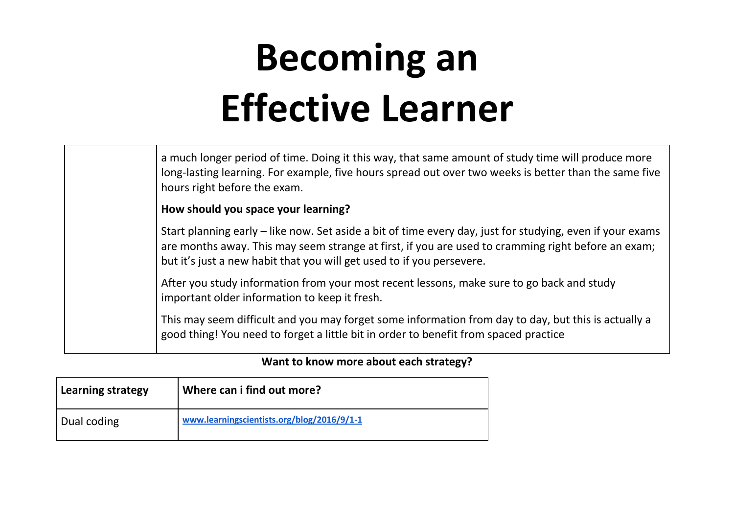# Becoming an Effective Learner

| | |
|---|---|
| | a much longer period of time. Doing it this way, that same amount of study time will produce more long-lasting learning. For example, five hours spread out over two weeks is better than the same five hours right before the exam.<br><br>**How should you space your learning?**<br><br>Start planning early – like now. Set aside a bit of time every day, just for studying, even if your exams are months away. This may seem strange at first, if you are used to cramming right before an exam; but it's just a new habit that you will get used to if you persevere.<br><br>After you study information from your most recent lessons, make sure to go back and study important older information to keep it fresh.<br><br>This may seem difficult and you may forget some information from day to day, but this is actually a good thing! You need to forget a little bit in order to benefit from spaced practice |

**Want to know more about each strategy?**

| **Learning strategy** | **Where can i find out more?** |
|---|---|
| Dual coding | **www.learningscientists.org/blog/2016/9/1-1** |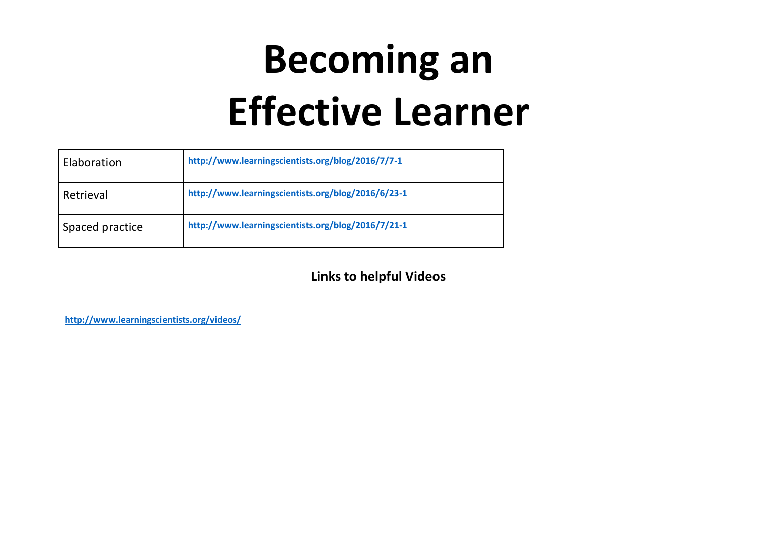# Becoming an Effective Learner

| | |
|---|---|
| Elaboration | **http://www.learningscientists.org/blog/2016/7/7-1** |
| Retrieval | **http://www.learningscientists.org/blog/2016/6/23-1** |
| Spaced practice | **http://www.learningscientists.org/blog/2016/7/21-1** |

**Links to helpful Videos**

**http://www.learningscientists.org/videos/**